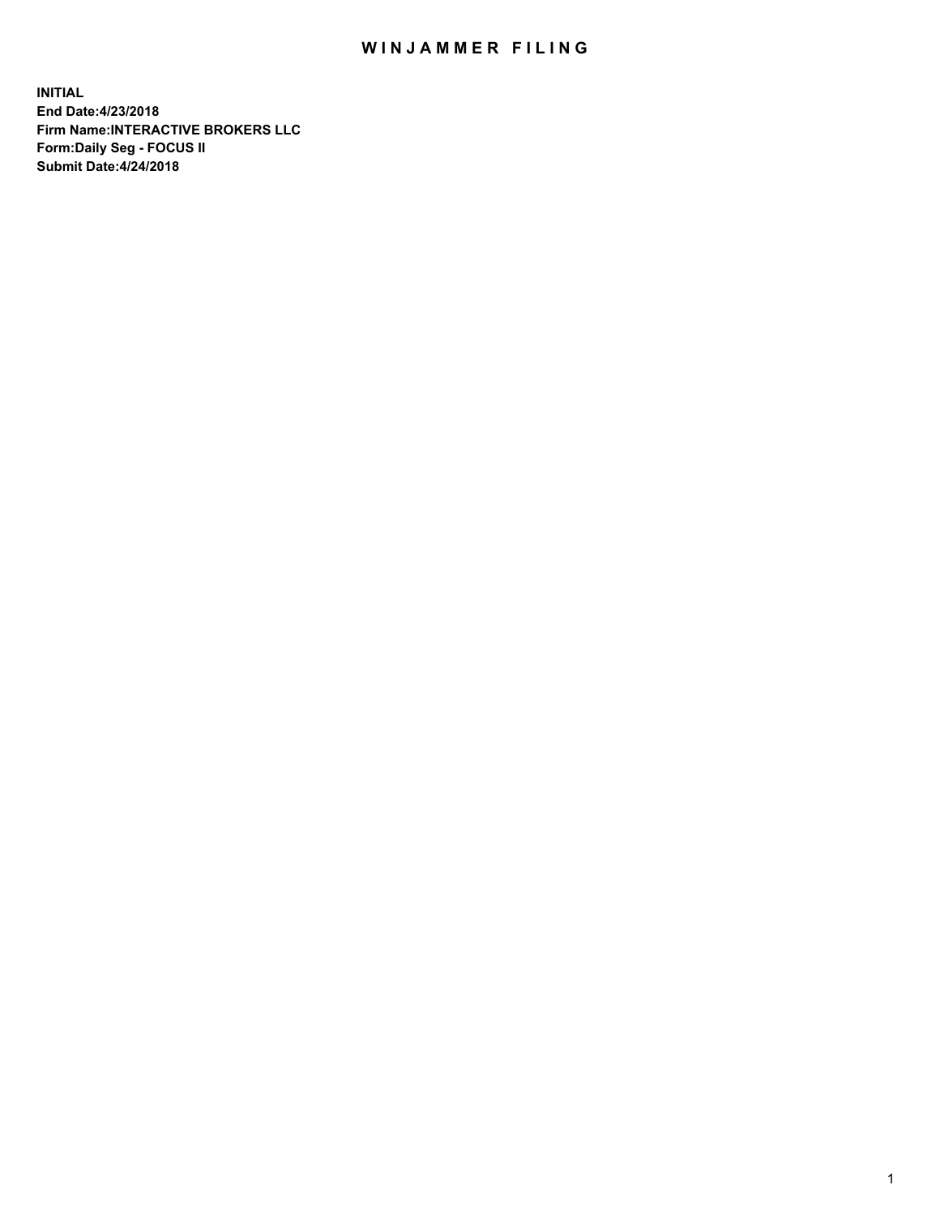# WINJAMMER FILING

**INITIAL**
**End Date:4/23/2018**
**Firm Name:INTERACTIVE BROKERS LLC**
**Form:Daily Seg - FOCUS II**
**Submit Date:4/24/2018**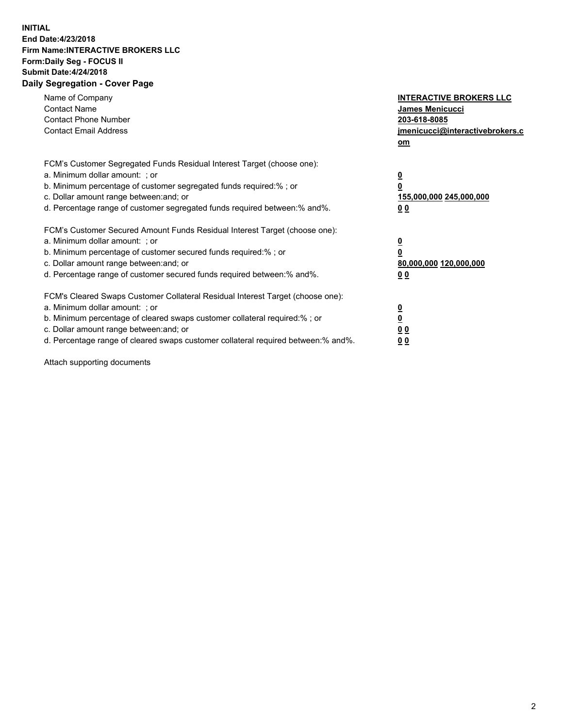**INITIAL**
**End Date:4/23/2018**
**Firm Name:INTERACTIVE BROKERS LLC**
**Form:Daily Seg - FOCUS II**
**Submit Date:4/24/2018**
**Daily Segregation - Cover Page**

| | |
|---|---|
| Name of Company | **INTERACTIVE BROKERS LLC** |
| Contact Name | **James Menicucci** |
| Contact Phone Number | **203-618-8085** |
| Contact Email Address | **jmenicucci@interactivebrokers.com** |

FCM's Customer Segregated Funds Residual Interest Target (choose one):

| | |
|---|---|
| a. Minimum dollar amount: ; or | **0** |
| b. Minimum percentage of customer segregated funds required:% ; or | **0** |
| c. Dollar amount range between:and; or | **155,000,000 245,000,000** |
| d. Percentage range of customer segregated funds required between:% and%. | **0 0** |

FCM's Customer Secured Amount Funds Residual Interest Target (choose one):

| | |
|---|---|
| a. Minimum dollar amount: ; or | **0** |
| b. Minimum percentage of customer secured funds required:% ; or | **0** |
| c. Dollar amount range between:and; or | **80,000,000 120,000,000** |
| d. Percentage range of customer secured funds required between:% and%. | **0 0** |

FCM's Cleared Swaps Customer Collateral Residual Interest Target (choose one):

| | |
|---|---|
| a. Minimum dollar amount: ; or | **0** |
| b. Minimum percentage of cleared swaps customer collateral required:% ; or | **0** |
| c. Dollar amount range between:and; or | **0 0** |
| d. Percentage range of cleared swaps customer collateral required between:% and%. | **0 0** |

Attach supporting documents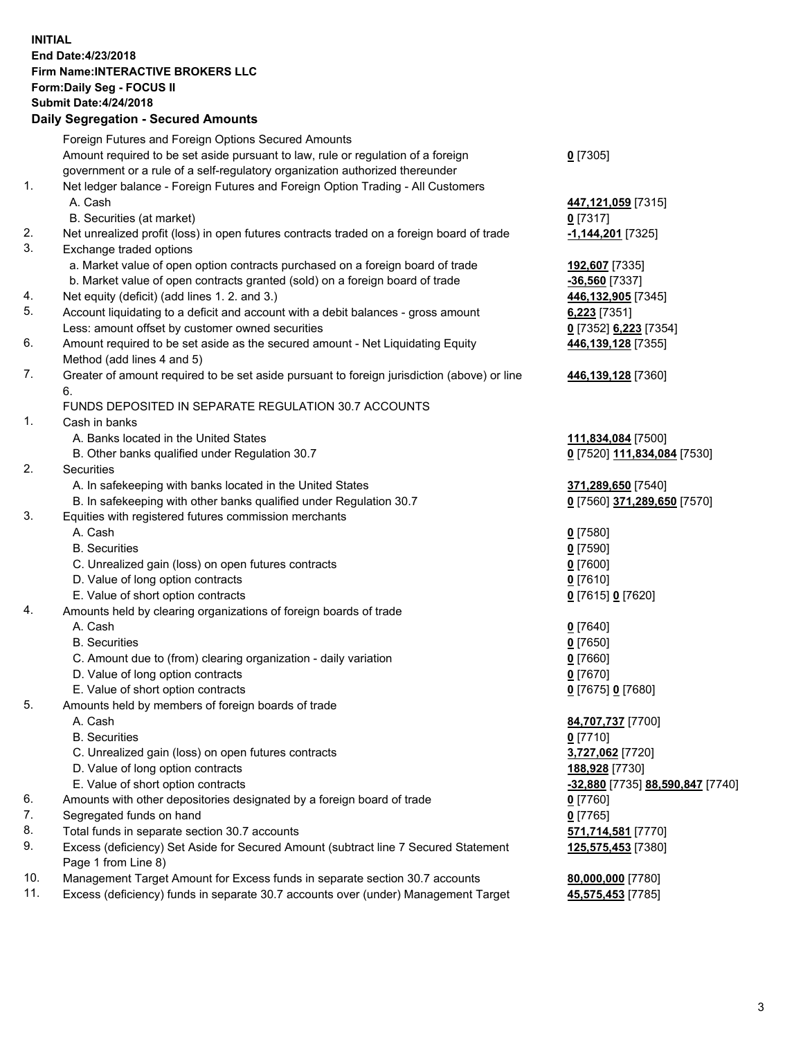**INITIAL**
**End Date:4/23/2018**
**Firm Name:INTERACTIVE BROKERS LLC**
**Form:Daily Seg - FOCUS II**
**Submit Date:4/24/2018**
**Daily Segregation - Secured Amounts**

| | | |
|---|---|---|
| | Foreign Futures and Foreign Options Secured Amounts | |
| | Amount required to be set aside pursuant to law, rule or regulation of a foreign government or a rule of a self-regulatory organization authorized thereunder | **0** [7305] |
| 1. | Net ledger balance - Foreign Futures and Foreign Option Trading - All Customers | |
| | A. Cash | **447,121,059** [7315] |
| | B. Securities (at market) | **0** [7317] |
| 2. | Net unrealized profit (loss) in open futures contracts traded on a foreign board of trade | **-1,144,201** [7325] |
| 3. | Exchange traded options | |
| | a. Market value of open option contracts purchased on a foreign board of trade | **192,607** [7335] |
| | b. Market value of open contracts granted (sold) on a foreign board of trade | **-36,560** [7337] |
| 4. | Net equity (deficit) (add lines 1. 2. and 3.) | **446,132,905** [7345] |
| 5. | Account liquidating to a deficit and account with a debit balances - gross amount | **6,223** [7351] |
| | Less: amount offset by customer owned securities | **0** [7352] **6,223** [7354] |
| 6. | Amount required to be set aside as the secured amount - Net Liquidating Equity Method (add lines 4 and 5) | **446,139,128** [7355] |
| 7. | Greater of amount required to be set aside pursuant to foreign jurisdiction (above) or line 6. | **446,139,128** [7360] |
| | FUNDS DEPOSITED IN SEPARATE REGULATION 30.7 ACCOUNTS | |
| 1. | Cash in banks | |
| | A. Banks located in the United States | **111,834,084** [7500] |
| | B. Other banks qualified under Regulation 30.7 | **0** [7520] **111,834,084** [7530] |
| 2. | Securities | |
| | A. In safekeeping with banks located in the United States | **371,289,650** [7540] |
| | B. In safekeeping with other banks qualified under Regulation 30.7 | **0** [7560] **371,289,650** [7570] |
| 3. | Equities with registered futures commission merchants | |
| | A. Cash | **0** [7580] |
| | B. Securities | **0** [7590] |
| | C. Unrealized gain (loss) on open futures contracts | **0** [7600] |
| | D. Value of long option contracts | **0** [7610] |
| | E. Value of short option contracts | **0** [7615] **0** [7620] |
| 4. | Amounts held by clearing organizations of foreign boards of trade | |
| | A. Cash | **0** [7640] |
| | B. Securities | **0** [7650] |
| | C. Amount due to (from) clearing organization - daily variation | **0** [7660] |
| | D. Value of long option contracts | **0** [7670] |
| | E. Value of short option contracts | **0** [7675] **0** [7680] |
| 5. | Amounts held by members of foreign boards of trade | |
| | A. Cash | **84,707,737** [7700] |
| | B. Securities | **0** [7710] |
| | C. Unrealized gain (loss) on open futures contracts | **3,727,062** [7720] |
| | D. Value of long option contracts | **188,928** [7730] |
| | E. Value of short option contracts | **-32,880** [7735] **88,590,847** [7740] |
| 6. | Amounts with other depositories designated by a foreign board of trade | **0** [7760] |
| 7. | Segregated funds on hand | **0** [7765] |
| 8. | Total funds in separate section 30.7 accounts | **571,714,581** [7770] |
| 9. | Excess (deficiency) Set Aside for Secured Amount (subtract line 7 Secured Statement Page 1 from Line 8) | **125,575,453** [7380] |
| 10. | Management Target Amount for Excess funds in separate section 30.7 accounts | **80,000,000** [7780] |
| 11. | Excess (deficiency) funds in separate 30.7 accounts over (under) Management Target | **45,575,453** [7785] |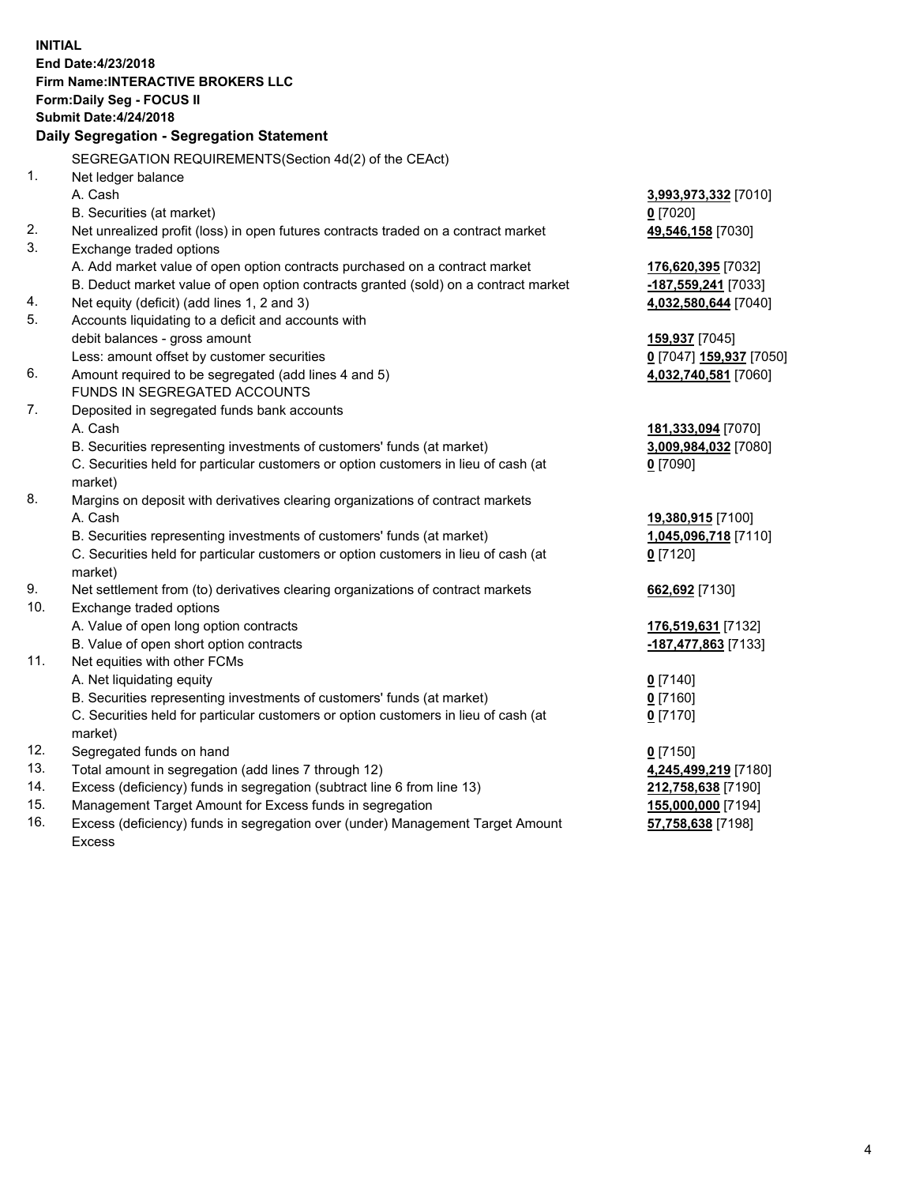**INITIAL**
**End Date:4/23/2018**
**Firm Name:INTERACTIVE BROKERS LLC**
**Form:Daily Seg - FOCUS II**
**Submit Date:4/24/2018**

## Daily Segregation - Segregation Statement

SEGREGATION REQUIREMENTS(Section 4d(2) of the CEAct)

| | | |
|---|---|---|
| 1. | Net ledger balance | |
| | A. Cash | **3,993,973,332** [7010] |
| | B. Securities (at market) | **0** [7020] |
| 2. | Net unrealized profit (loss) in open futures contracts traded on a contract market | **49,546,158** [7030] |
| 3. | Exchange traded options | |
| | A. Add market value of open option contracts purchased on a contract market | **176,620,395** [7032] |
| | B. Deduct market value of open option contracts granted (sold) on a contract market | **-187,559,241** [7033] |
| 4. | Net equity (deficit) (add lines 1, 2 and 3) | **4,032,580,644** [7040] |
| 5. | Accounts liquidating to a deficit and accounts with debit balances - gross amount | **159,937** [7045] |
| | Less: amount offset by customer securities | **0** [7047] **159,937** [7050] |
| 6. | Amount required to be segregated (add lines 4 and 5) | **4,032,740,581** [7060] |
| | FUNDS IN SEGREGATED ACCOUNTS | |
| 7. | Deposited in segregated funds bank accounts | |
| | A. Cash | **181,333,094** [7070] |
| | B. Securities representing investments of customers' funds (at market) | **3,009,984,032** [7080] |
| | C. Securities held for particular customers or option customers in lieu of cash (at market) | **0** [7090] |
| 8. | Margins on deposit with derivatives clearing organizations of contract markets | |
| | A. Cash | **19,380,915** [7100] |
| | B. Securities representing investments of customers' funds (at market) | **1,045,096,718** [7110] |
| | C. Securities held for particular customers or option customers in lieu of cash (at market) | **0** [7120] |
| 9. | Net settlement from (to) derivatives clearing organizations of contract markets | **662,692** [7130] |
| 10. | Exchange traded options | |
| | A. Value of open long option contracts | **176,519,631** [7132] |
| | B. Value of open short option contracts | **-187,477,863** [7133] |
| 11. | Net equities with other FCMs | |
| | A. Net liquidating equity | **0** [7140] |
| | B. Securities representing investments of customers' funds (at market) | **0** [7160] |
| | C. Securities held for particular customers or option customers in lieu of cash (at market) | **0** [7170] |
| 12. | Segregated funds on hand | **0** [7150] |
| 13. | Total amount in segregation (add lines 7 through 12) | **4,245,499,219** [7180] |
| 14. | Excess (deficiency) funds in segregation (subtract line 6 from line 13) | **212,758,638** [7190] |
| 15. | Management Target Amount for Excess funds in segregation | **155,000,000** [7194] |
| 16. | Excess (deficiency) funds in segregation over (under) Management Target Amount Excess | **57,758,638** [7198] |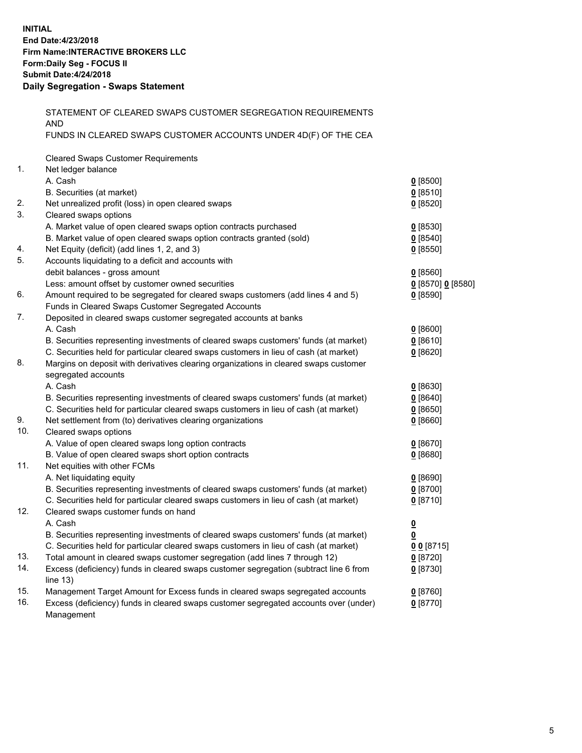**INITIAL**
**End Date:4/23/2018**
**Firm Name:INTERACTIVE BROKERS LLC**
**Form:Daily Seg - FOCUS II**
**Submit Date:4/24/2018**
**Daily Segregation - Swaps Statement**

STATEMENT OF CLEARED SWAPS CUSTOMER SEGREGATION REQUIREMENTS AND FUNDS IN CLEARED SWAPS CUSTOMER ACCOUNTS UNDER 4D(F) OF THE CEA

| | | |
|---|---|---|
| | Cleared Swaps Customer Requirements | |
| 1. | Net ledger balance | |
| | A. Cash | 0 [8500] |
| | B. Securities (at market) | 0 [8510] |
| 2. | Net unrealized profit (loss) in open cleared swaps | 0 [8520] |
| 3. | Cleared swaps options | |
| | A. Market value of open cleared swaps option contracts purchased | 0 [8530] |
| | B. Market value of open cleared swaps option contracts granted (sold) | 0 [8540] |
| 4. | Net Equity (deficit) (add lines 1, 2, and 3) | 0 [8550] |
| 5. | Accounts liquidating to a deficit and accounts with | |
| | debit balances - gross amount | 0 [8560] |
| | Less: amount offset by customer owned securities | 0 [8570] 0 [8580] |
| 6. | Amount required to be segregated for cleared swaps customers (add lines 4 and 5) | 0 [8590] |
| | Funds in Cleared Swaps Customer Segregated Accounts | |
| 7. | Deposited in cleared swaps customer segregated accounts at banks | |
| | A. Cash | 0 [8600] |
| | B. Securities representing investments of cleared swaps customers' funds (at market) | 0 [8610] |
| | C. Securities held for particular cleared swaps customers in lieu of cash (at market) | 0 [8620] |
| 8. | Margins on deposit with derivatives clearing organizations in cleared swaps customer segregated accounts | |
| | A. Cash | 0 [8630] |
| | B. Securities representing investments of cleared swaps customers' funds (at market) | 0 [8640] |
| | C. Securities held for particular cleared swaps customers in lieu of cash (at market) | 0 [8650] |
| 9. | Net settlement from (to) derivatives clearing organizations | 0 [8660] |
| 10. | Cleared swaps options | |
| | A. Value of open cleared swaps long option contracts | 0 [8670] |
| | B. Value of open cleared swaps short option contracts | 0 [8680] |
| 11. | Net equities with other FCMs | |
| | A. Net liquidating equity | 0 [8690] |
| | B. Securities representing investments of cleared swaps customers' funds (at market) | 0 [8700] |
| | C. Securities held for particular cleared swaps customers in lieu of cash (at market) | 0 [8710] |
| 12. | Cleared swaps customer funds on hand | |
| | A. Cash | 0 |
| | B. Securities representing investments of cleared swaps customers' funds (at market) | 0 |
| | C. Securities held for particular cleared swaps customers in lieu of cash (at market) | 0 0 [8715] |
| 13. | Total amount in cleared swaps customer segregation (add lines 7 through 12) | 0 [8720] |
| 14. | Excess (deficiency) funds in cleared swaps customer segregation (subtract line 6 from line 13) | 0 [8730] |
| 15. | Management Target Amount for Excess funds in cleared swaps segregated accounts | 0 [8760] |
| 16. | Excess (deficiency) funds in cleared swaps customer segregated accounts over (under) Management | 0 [8770] |